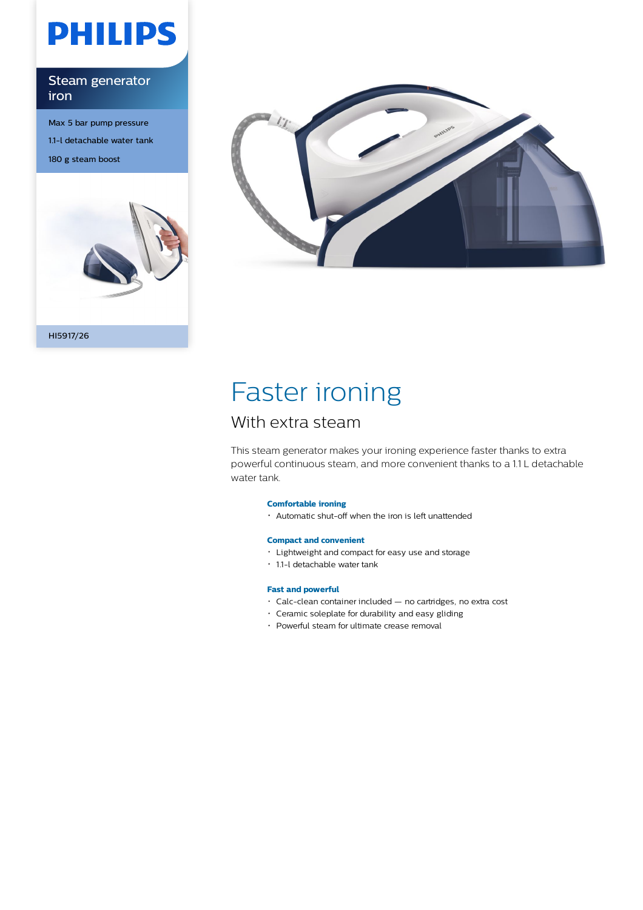PHILIPS

Steam generator iron

Max 5 bar pump pressure

1.1-l detachable water tank

180 g steam boost

HI5917/26

# Faster ironing

## With extra steam

This steam generator makes your ironing experience faster thanks to extra powerful continuous steam, and more convenient thanks to a 1.1 L detachable water tank.

**Comfortable ironing**

- Automatic shut-off when the iron is left unattended

**Compact and convenient**

- Lightweight and compact for easy use and storage
- 1.1-l detachable water tank

**Fast and powerful**

- Calc-clean container included — no cartridges, no extra cost
- Ceramic soleplate for durability and easy gliding
- Powerful steam for ultimate crease removal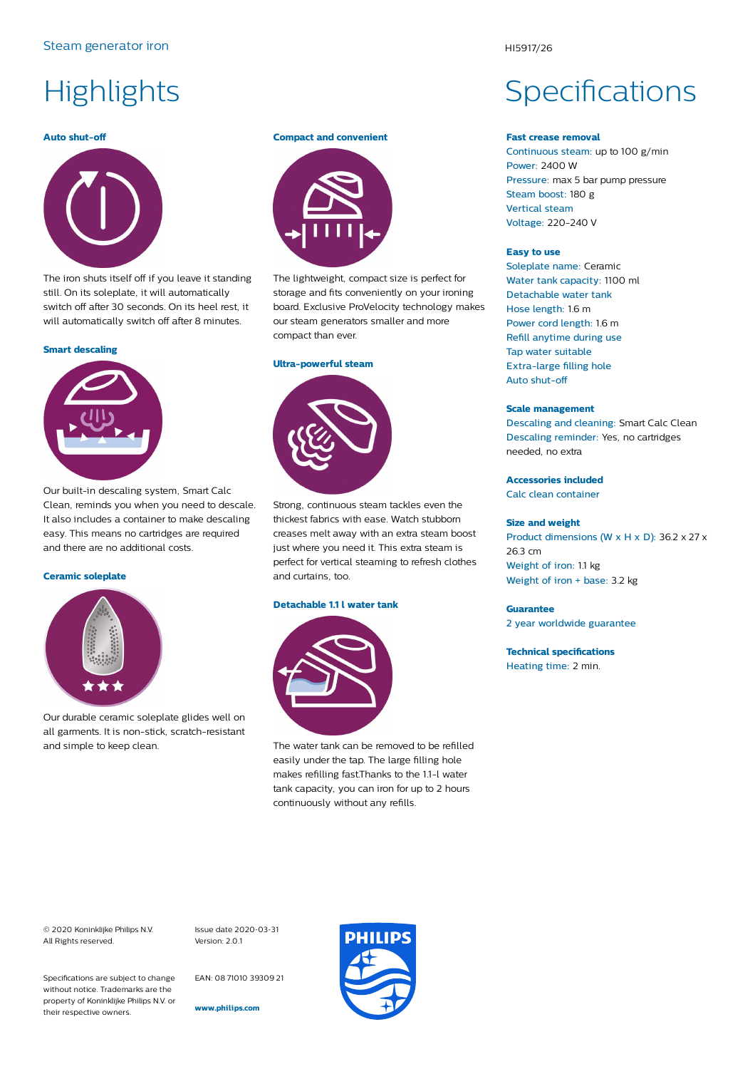Steam generator iron

HI5917/26

# Highlights

### Auto shut-off

The iron shuts itself off if you leave it standing still. On its soleplate, it will automatically switch off after 30 seconds. On its heel rest, it will automatically switch off after 8 minutes.

### Smart descaling

Our built-in descaling system, Smart Calc Clean, reminds you when you need to descale. It also includes a container to make descaling easy. This means no cartridges are required and there are no additional costs.

### Ceramic soleplate

Our durable ceramic soleplate glides well on all garments. It is non-stick, scratch-resistant and simple to keep clean.

### Compact and convenient

The lightweight, compact size is perfect for storage and fits conveniently on your ironing board. Exclusive ProVelocity technology makes our steam generators smaller and more compact than ever.

### Ultra-powerful steam

Strong, continuous steam tackles even the thickest fabrics with ease. Watch stubborn creases melt away with an extra steam boost just where you need it. This extra steam is perfect for vertical steaming to refresh clothes and curtains, too.

### Detachable 1.1 l water tank

The water tank can be removed to be refilled easily under the tap. The large filling hole makes refilling fastThanks to the 1.1-l water tank capacity, you can iron for up to 2 hours continuously without any refills.

# Specifications

### Fast crease removal

- Continuous steam: up to 100 g/min
- Power: 2400 W
- Pressure: max 5 bar pump pressure
- Steam boost: 180 g
- Vertical steam
- Voltage: 220-240 V

### Easy to use

- Soleplate name: Ceramic
- Water tank capacity: 1100 ml
- Detachable water tank
- Hose length: 1.6 m
- Power cord length: 1.6 m
- Refill anytime during use
- Tap water suitable
- Extra-large filling hole
- Auto shut-off

### Scale management

- Descaling and cleaning: Smart Calc Clean
- Descaling reminder: Yes, no cartridges needed, no extra

### Accessories included

- Calc clean container

### Size and weight

- Product dimensions (W x H x D): 36.2 x 27 x 26.3 cm
- Weight of iron: 1.1 kg
- Weight of iron + base: 3.2 kg

### Guarantee

- 2 year worldwide guarantee

### Technical specifications

- Heating time: 2 min.

© 2020 Koninklijke Philips N.V.
All Rights reserved.

Specifications are subject to change without notice. Trademarks are the property of Koninklijke Philips N.V. or their respective owners.

Issue date 2020-03-31
Version: 2.0.1

EAN: 08 71010 39309 21

www.philips.com